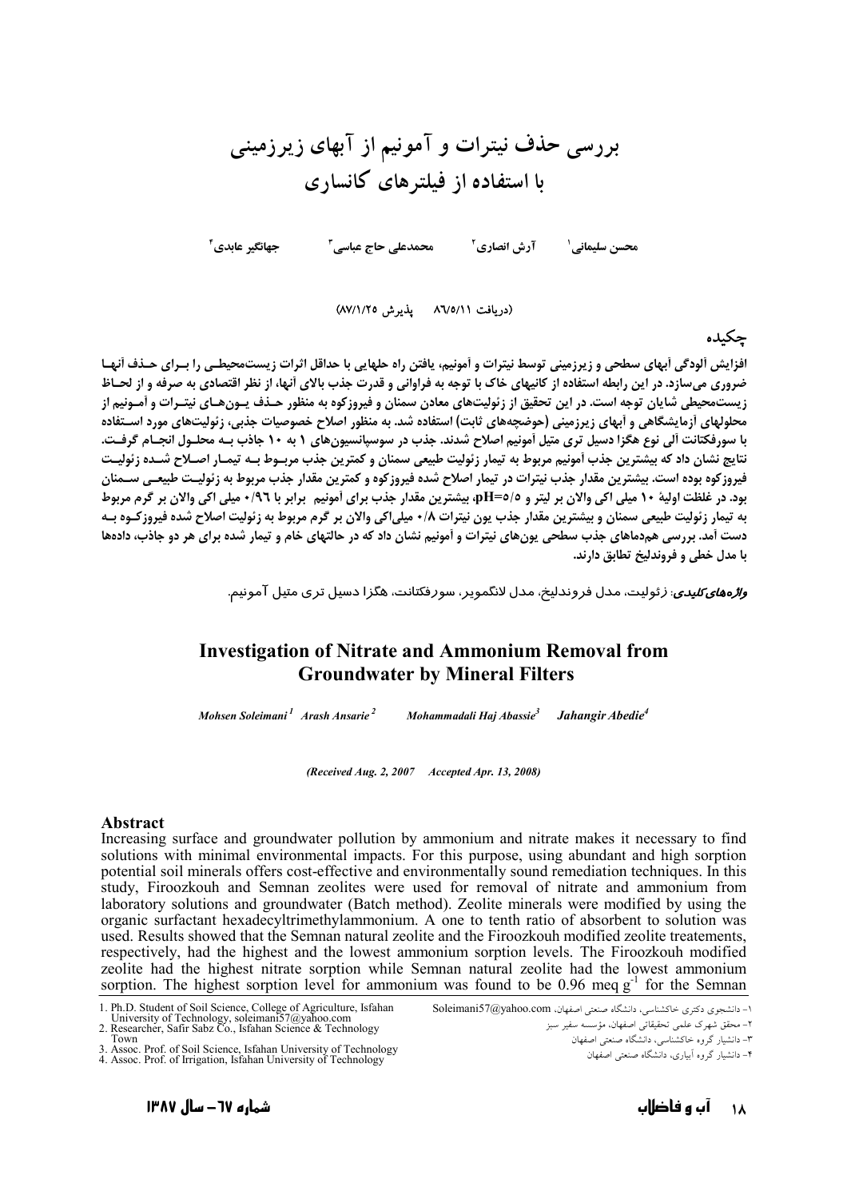# بررسی حذف نیترات و آمونیم از آبهای زیرزمینی با استفاده از فیلترهای کانساری

محسن سلیمانی[1] آرش انصاری[2] محمدعلی حاج عباسی[3] جهانگیر عابدی[4]

(دریافت ۸۶/۵/۱۱ پذیرش ۸۷/۱/۲۵)

## چکیده

افزایش آلودگی آبهای سطحی و زیرزمینی توسط نیترات و آمونیم، یافتن راه حلهایی با حداقل اثرات زیست‌محیطی را بـرای حـذف آنهـا ضروری می‌سازد. در این رابطه استفاده از کانیهای خاک با توجه به فراوانی و قدرت جذب بالای آنها، از نظر اقتصادی به صرفه و از لحـاظ زیست‌محیطی شایان توجه است. در این تحقیق از زئولیت‌های معادن سمنان و فیروزکوه به منظور حـذف یـون‌هـای نیتـرات و آمـونیم از محلولهای آزمایشگاهی و آبهای زیرزمینی (حوضچه‌های ثابت) استفاده شد. به منظور اصلاح خصوصیات جذبی، زئولیت‌های مورد اسـتفاده با سورفکتانت آلی نوع هگزا دسیل تری متیل آمونیم اصلاح شدند. جذب در سوسپانسیون‌های ۱ به ۱۰ جاذب بـه محلـول انجـام گرفـت. نتایج نشان داد که بیشترین جذب آمونیم مربوط به تیمار زئولیت طبیعی سمنان و کمترین جذب مربـوط بـه تیمـار اصـلاح شـده زئولیـت فیروزکوه بوده است. بیشترین مقدار جذب نیترات در تیمار اصلاح شده فیروزکوه و کمترین مقدار جذب مربوط به زئولیـت طبیعـی سـمنان بود. در غلظت اولیهٔ ۱۰ میلی اکی والان بر لیتر و pH=۵/۵، بیشترین مقدار جذب برای آمونیم برابر با ۰/۹۶ میلی اکی والان بر گرم مربوط به تیمار زئولیت طبیعی سمنان و بیشترین مقدار جذب یون نیترات ۰/۸ میلی‌اکی والان بر گرم مربوط به زئولیت اصلاح شده فیروزکـوه بـه دست آمد. بررسی هم‌دماهای جذب سطحی یون‌های نیترات و آمونیم نشان داد که در حالتهای خام و تیمار شده برای هر دو جاذب، داده‌ها با مدل خطی و فروندلیخ تطابق دارند.

***واژه‌های کلیدی***: زئولیت، مدل فروندلیخ، مدل لانگمویر، سورفکتانت، هگزا دسیل تری متیل آمونیم.

# Investigation of Nitrate and Ammonium Removal from Groundwater by Mineral Filters

*Mohsen Soleimani[1] Arash Ansarie[2] Mohammadali Haj Abassie[3] Jahangir Abedie[4]*

*(Received Aug. 2, 2007 Accepted Apr. 13, 2008)*

## Abstract

Increasing surface and groundwater pollution by ammonium and nitrate makes it necessary to find solutions with minimal environmental impacts. For this purpose, using abundant and high sorption potential soil minerals offers cost-effective and environmentally sound remediation techniques. In this study, Firoozkouh and Semnan zeolites were used for removal of nitrate and ammonium from laboratory solutions and groundwater (Batch method). Zeolite minerals were modified by using the organic surfactant hexadecyltrimethylammonium. A one to tenth ratio of absorbent to solution was used. Results showed that the Semnan natural zeolite and the Firoozkouh modified zeolite treatements, respectively, had the highest and the lowest ammonium sorption levels. The Firoozkouh modified zeolite had the highest nitrate sorption while Semnan natural zeolite had the lowest ammonium sorption. The highest sorption level for ammonium was found to be 0.96 meq $g^{-1}$ for the Semnan

1. Ph.D. Student of Soil Science, College of Agriculture, Isfahan University of Technology, soleimani57@yahoo.com
2. Researcher, Safir Sabz Co., Isfahan Science & Technology Town
3. Assoc. Prof. of Soil Science, Isfahan University of Technology
4. Assoc. Prof. of Irrigation, Isfahan University of Technology

۱- دانشجوی دکتری خاکشناسی، دانشگاه صنعتی اصفهان، Soleimani57@yahoo.com
۲- محقق شهرک علمی تحقیقاتی اصفهان، مؤسسه سفیر سبز
۳- دانشیار گروه خاکشناسی، دانشگاه صنعتی اصفهان
۴- دانشیار گروه آبیاری، دانشگاه صنعتی اصفهان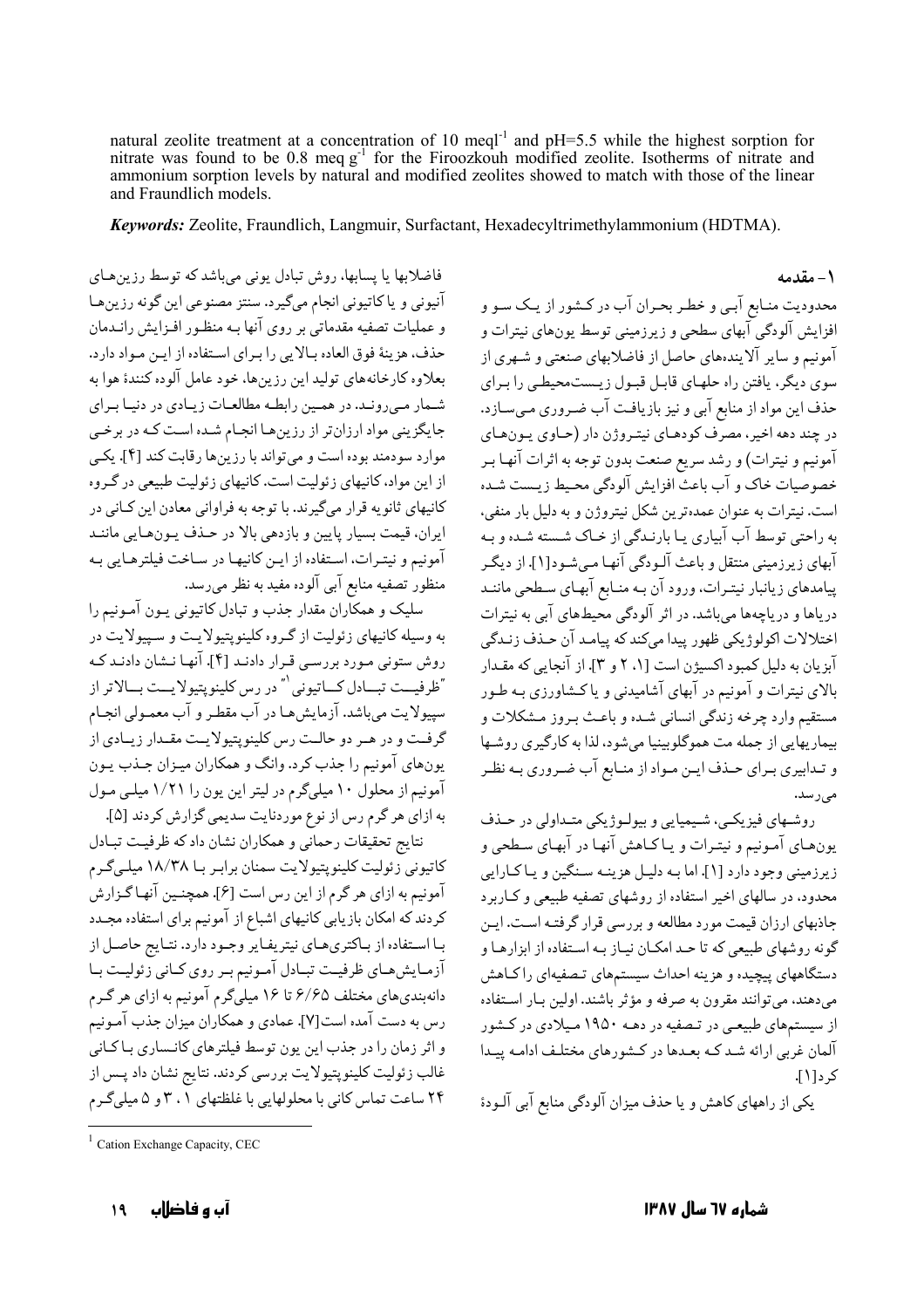natural zeolite treatment at a concentration of 10 meql$^{-1}$ and pH=5.5 while the highest sorption for nitrate was found to be 0.8 meq g$^{-1}$ for the Firoozkouh modified zeolite. Isotherms of nitrate and ammonium sorption levels by natural and modified zeolites showed to match with those of the linear and Fraundlich models.

***Keywords:*** Zeolite, Fraundlich, Langmuir, Surfactant, Hexadecyltrimethylammonium (HDTMA).

## ۱- مقدمه

محدودیت منابع آبی و خطر بحران آب در کشور از یک سو و افزایش آلودگی آبهای سطحی و زیرزمینی توسط یونهای نیترات و آمونیم و سایر آلایندههای حاصل از فاضلابهای صنعتی و شهری از سوی دیگر، یافتن راه حلهای قابل قبول زیستمحیطی را برای حذف این مواد از منابع آبی و نیز بازیافت آب ضروری میسازد. در چند دهه اخیر، مصرف کودهای نیتروژن دار (حاوی یونهای آمونیم و نیترات) و رشد سریع صنعت بدون توجه به اثرات آنها بر خصوصیات خاک و آب باعث افزایش آلودگی محیط زیست شده است. نیترات به عنوان عمدهترین شکل نیتروژن و به دلیل بار منفی، به راحتی توسط آب آبیاری یا بارندگی از خاک شسته شده و به آبهای زیرزمینی منتقل و باعث آلودگی آنها میشود[۱]. از دیگر پیامدهای زیانبار نیترات، ورود آن به منابع آبهای سطحی مانند دریاها و دریاچهها میباشد. در اثر آلودگی محیطهای آبی به نیترات اختلالات اکولوژیکی ظهور پیدا میکند که پیامد آن حذف زندگی آبزیان به دلیل کمبود اکسیژن است [۱، ۲ و ۳]. از آنجایی که مقدار بالای نیترات و آمونیم در آبهای آشامیدنی و یا کشاورزی به طور مستقیم وارد چرخه زندگی انسانی شده و باعث بروز مشکلات و بیماریهایی از جمله مت هموگلوبینیا میشود، لذا به کارگیری روشها و تدابیری برای حذف این مواد از منابع آب ضروری به نظر میرسد.

روشهای فیزیکی، شیمیایی و بیولوژیکی متداولی در حذف یونهای آمونیم و نیترات و یا کاهش آنها در آبهای سطحی و زیرزمینی وجود دارد [۱]. اما به دلیل هزینه سنگین و یا کارایی محدود، در سالهای اخیر استفاده از روشهای تصفیه طبیعی و کاربرد جاذبهای ارزان قیمت مورد مطالعه و بررسی قرار گرفته است. این گونه روشهای طبیعی که تا حد امکان نیاز به استفاده از ابزارها و دستگاههای پیچیده و هزینه احداث سیستمهای تصفیهای را کاهش میدهند، میتوانند مقرون به صرفه و مؤثر باشند. اولین بار استفاده از سیستمهای طبیعی در تصفیه در دهه ۱۹۵۰ میلادی در کشور آلمان غربی ارائه شد که بعدها در کشورهای مختلف ادامه پیدا کرد[۱].

یکی از راههای کاهش و یا حذف میزان آلودگی منابع آبی آلودهٔ فاضلابها یا پسابها، روش تبادل یونی میباشد که توسط رزینهای آنیونی و یا کاتیونی انجام میگیرد. سنتز مصنوعی این گونه رزینها و عملیات تصفیه مقدماتی بر روی آنها به منظور افزایش راندمان حذف، هزینهٔ فوق العاده بالایی را برای استفاده از این مواد دارد. بعلاوه کارخانههای تولید این رزینها، خود عامل آلوده کنندهٔ هوا به شمار میروند. در همین رابطه مطالعات زیادی در دنیا برای جایگزینی مواد ارزانتر از رزینها انجام شده است که در برخی موارد سودمند بوده است و میتواند با رزینها رقابت کند [۴]. یکی از این مواد، کانیهای زئولیت است. کانیهای زئولیت طبیعی در گروه کانیهای ثانویه قرار میگیرند. با توجه به فراوانی معادن این کانی در ایران، قیمت بسیار پایین و بازدهی بالا در حذف یونهایی مانند آمونیم و نیترات، استفاده از این کانیها در ساخت فیلترهایی به منظور تصفیه منابع آبی آلوده مفید به نظر میرسد.

سلیک و همکاران مقدار جذب و تبادل کاتیونی یون آمونیم را به وسیله کانیهای زئولیت از گروه کلینوپتیولایت و سپیولایت در روش ستونی مورد بررسی قرار دادند [۴]. آنها نشان دادند که "ظرفیت تبادل کاتیونی[۱]" در رس کلینوپتیولایت بالاتر از سپیولایت میباشد. آزمایشها در آب مقطر و آب معمولی انجام گرفت و در هر دو حالت رس کلینوپتیولایت مقدار زیادی از یونهای آمونیم را جذب کرد. وانگ و همکاران میزان جذب یون آمونیم از محلول ۱۰ میلیگرم در لیتر این یون را ۱/۲۱ میلی مول به ازای هر گرم رس از نوع موردنایت سدیمی گزارش کردند [۵].

نتایج تحقیقات رحمانی و همکاران نشان داد که ظرفیت تبادل کاتیونی زئولیت کلینوپتیولایت سمنان برابر با ۱۸/۳۸ میلیگرم آمونیم به ازای هر گرم از این رس است [۶]. همچنین آنها گزارش کردند که امکان بازیابی کانیهای اشباع از آمونیم برای استفاده مجدد با استفاده از باکتریهای نیتریفایر وجود دارد. نتایج حاصل از آزمایشهای ظرفیت تبادل آمونیم بر روی کانی زئولیت با دانهبندیهای مختلف ۶/۶۵ تا ۱۶ میلیگرم آمونیم به ازای هر گرم رس به دست آمده است[۷]. عمادی و همکاران میزان جذب آمونیم و اثر زمان را در جذب این یون توسط فیلترهای کانساری با کانی غالب زئولیت کلینوپتیولایت بررسی کردند. نتایج نشان داد پس از ۲۴ ساعت تماس کانی با محلولهایی با غلظتهای ۱، ۳ و ۵ میلیگرم

[۱] Cation Exchange Capacity, CEC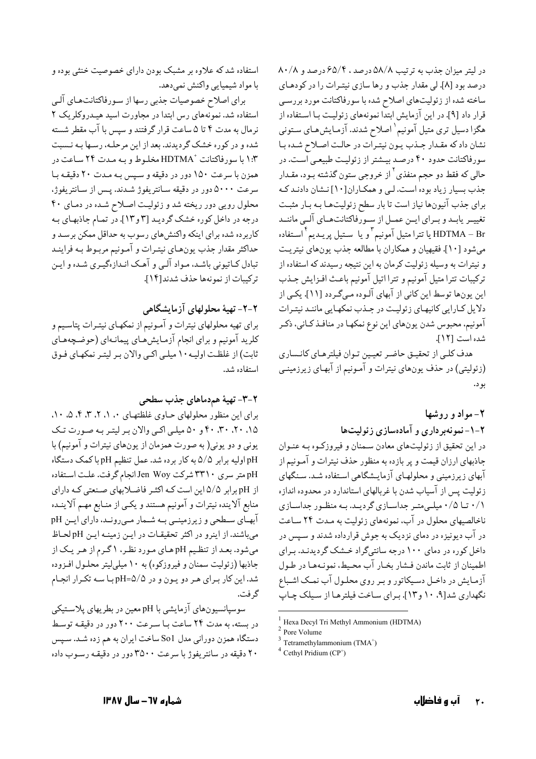در لیتر میزان جذب به ترتیب ۵۸/۸ درصد ، ۶۵/۴ درصد و ۸۰/۸ درصد بود [۸]. لی مقدار جذب و رها سازی نیترات را در کودهای ساخته شده از زئولیت‌های اصلاح شده با سورفاکتانت مورد بررسی قرار داد [۹]. در این آزمایش ابتدا نمونه‌های زئولیت با استفاده از هگزا دسیل تری متیل آمونیم[1] اصلاح شدند. آزمایش‌های ستونی نشان داد که مقدار جذب یون نیترات در حالت اصلاح شده با سورفاکتانت حدود ۴۰ درصد بیشتر از زئولیت طبیعی است. در حالی که فقط دو حجم منفذی[2] از خروجی ستون گذشته بود، مقدار جذب بسیار زیاد بوده است. لی و همکاران[۱۰] نشان دادند که برای جذب آنیون‌ها نیاز است تا بار سطح زئولیت‌ها به بار مثبت تغییر یابد و برای این عمل از سورفاکتانت‌های آلی مانند HDTMA – Br یا تترا متیل آمونیم[3] و یا ستیل پریدیم[4] استفاده می‌شود [۱۰]. فقیهیان و همکاران با مطالعه جذب یون‌های نیتریت و نیترات به وسیله زئولیت کرمان به این نتیجه رسیدند که استفاده از ترکیبات تترا متیل آمونیم و تترا اتیل آمونیم باعث افزایش جذب این یون‌ها توسط این کانی از آبهای آلوده می‌گردد [۱۱]. یکی از دلایل کارایی کانیهای زئولیت در جذب نمکهایی مانند نیترات آمونیم، محبوس شدن یون‌های این نوع نمکها در منافذ کانی، ذکر شده است [۱۲].

هدف کلی از تحقیق حاضر تعیین توان فیلترهای کانساری (زئولیتی) در حذف یون‌های نیترات و آمونیم از آبهای زیرزمینی بود.

## ۲- مواد و روشها

### ۲-۱- نمونه‌برداری و آماده‌سازی زئولیت‌ها

در این تحقیق از زئولیت‌های معادن سمنان و فیروزکوه به عنوان جاذبهای ارزان قیمت و پر بازده به منظور حذف نیترات و آمونیم از آبهای زیرزمینی و محلولهای آزمایشگاهی استفاده شد. سنگهای زئولیت پس از آسیاب شدن با غربالهای استاندارد در محدوده اندازه ۰/۱ تا ۰/۵ میلی‌متر جداسازی گردید. به منظور جداسازی ناخالصیهای محلول در آب، نمونه‌های زئولیت به مدت ۲۴ ساعت در آب دیونیزه در دمای نزدیک به جوش قرارداده شدند و سپس در داخل کوره در دمای ۱۰۰ درجه سانتی‌گراد خشک گردیدند. برای اطمینان از ثابت ماندن فشار بخار آب محیط، نمونه‌ها در طول آزمایش در داخل دسیکاتور و بر روی محلول آب نمک اشباع نگهداری شد[۹، ۱۰ و۱۳]. برای ساخت فیلترها از سیلک چاپ استفاده شد که علاوه بر مشبک بودن دارای خصوصیت خنثی بوده و با مواد شیمیایی واکنش نمی‌دهد.

برای اصلاح خصوصیات جذبی رسها از سورفاکتانت‌های آلی استفاده شد. نمونه‌های رس ابتدا در مجاورت اسید هیدروکلریک ۲ نرمال به مدت ۴ تا ۵ ساعت قرار گرفتند و سپس با آب مقطر شسته شده و در کوره خشک گردیدند. بعد از این مرحله، رسها به نسبت ۱:۳ با سورفاکتانت $HDTMA^+$ مخلوط و به مدت ۲۴ ساعت در همزن با سرعت ۱۵۰ دور در دقیقه و سپس به مدت ۲۰ دقیقه با سرعت ۵۰۰۰ دور در دقیقه سانتریفوژ شدند. پس از سانتریفوژ، محلول رویی دور ریخته شد و زئولیت اصلاح شده در دمای ۴۰ درجه در داخل کوره خشک گردید [۳ و۱۳]. در تمام جاذبهای به کاربرده شده برای اینکه واکنش‌های رسوب به حداقل ممکن برسد و حداکثر مقدار جذب یون‌های نیترات و آمونیم مربوط به فرایند تبادل کاتیونی باشد، مواد آلی و آهک اندازه‌گیری شده و این ترکیبات از نمونه‌ها حذف شدند[۱۴].

### ۲-۲- تهیهٔ محلولهای آزمایشگاهی

برای تهیه محلولهای نیترات و آمونیم از نمکهای نیترات پتاسیم و کلرید آمونیم و برای انجام آزمایش‌های پیمانه‌ای (حوضچه‌های ثابت) از غلظت اولیه ۱۰ میلی اکی والان بر لیتر نمکهای فوق استفاده شد.

### ۲-۳- تهیهٔ هم‌دماهای جذب سطحی

برای این منظور محلولهای حاوی غلظتهای ۰، ۱، ۲، ۳، ۴، ۵، ۱۰، ۱۵، ۲۰، ۳۰، ۴۰ و ۵۰ میلی اکی والان بر لیتر به صورت تک یونی و دو یونی( به صورت همزمان از یون‌های نیترات و آمونیم) با pH اولیه برابر ۵/۵ به کار برده شد. عمل تنظیم pH با کمک دستگاه pH متر سری ۳۳۱۰ شرکت Jen Woy انجام گرفت. علت استفاده از pH برابر ۵/۵ این است که اکثر فاضلابهای صنعتی که دارای منابع آلاینده نیترات و آمونیم هستند و یکی از منابع مهم آلاینده آبهای سطحی و زیرزمینی به شمار می‌روند، دارای این pH می‌باشند. از اینرو در اکثر تحقیقات در این زمینه این pH لحاظ می‌شود. بعد از تنظیم pH های مورد نظر، ۱ گرم از هر یک از جاذبها (زئولیت سمنان و فیروزکوه) به ۱۰ میلی‌لیتر محلول افزوده شد. این کار برای هر دو یون و در pH=5/5 با سه تکرار انجام گرفت.

سوسپانسیون‌های آزمایشی با pH معین در بطریهای پلاستیکی در بسته، به مدت ۲۴ ساعت با سرعت ۲۰۰ دور در دقیقه توسط دستگاه همزن دورانی مدل So1 ساخت ایران به هم زده شد. سپس ۲۰ دقیقه در سانتریفوژ با سرعت ۳۵۰۰ دور در دقیقه رسوب داده

---

[1] Hexa Decyl Tri Methyl Ammonium (HDTMA)

[2] Pore Volume

[3] Tetramethylammonium ($TMA^+$)

[4] Cethyl Pridium ($CP^+$)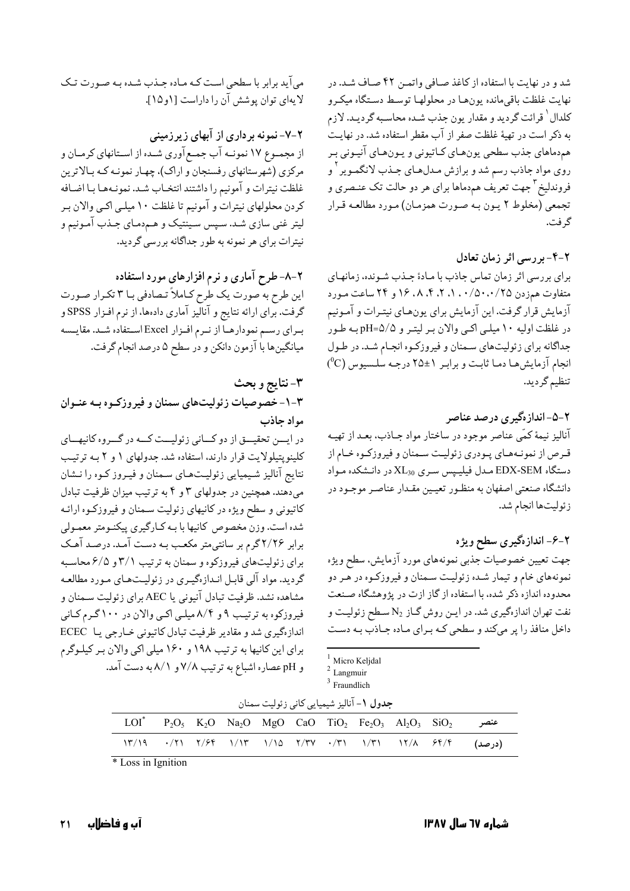شد و در نهایت با استفاده از کاغذ صافی واتمن ۴۲ صاف شد. در نهایت غلظت باقی‌مانده یون‌ها در محلولها توسط دستگاه میکرو کلدال[1] قرائت گردید و مقدار یون جذب شده محاسبه گردید. لازم به ذکر است در تهیهٔ غلظت صفر از آب مقطر استفاده شد. در نهایت هم‌دماهای جذب سطحی یون‌های کاتیونی و یون‌های آنیونی بر روی مواد جاذب رسم شد و برازش مدل‌های جذب لانگمویر[2] و فروندلیخ[3] جهت تعریف هم‌دماها برای هر دو حالت تک عنصری و تجمعی (مخلوط ۲ یون به صورت همزمان) مورد مطالعه قرار گرفت.

### ۲-۴- بررسی اثر زمان تعادل

برای بررسی اثر زمان تماس جاذب با مادهٔ جذب شونده، زمانهای متفاوت هم‌زدن ۰/۲۵، ۰/۵۰، ۱، ۲، ۴، ۸، ۱۶ و ۲۴ ساعت مورد آزمایش قرار گرفت. این آزمایش برای یون‌های نیترات و آمونیم در غلظت اولیه ۱۰ میلی اکی والان بر لیتر و pH=۵/۵ به طور جداگانه برای زئولیت‌های سمنان و فیروزکوه انجام شد. در طول انجام آزمایش‌ها دما ثابت و برابر ۱±۲۵ درجه سلسیوس ($^{0}C$) تنظیم گردید.

### ۲-۵- اندازه‌گیری درصد عناصر

آنالیز نیمهٔ کمّی عناصر موجود در ساختار مواد جاذب، بعد از تهیه قرص از نمونه‌های پودری زئولیت سمنان و فیروزکوه خام از دستگاه EDX-SEM مدل فیلیپس سری $XL_{30}$ در دانشکده مواد دانشگاه صنعتی اصفهان به منظور تعیین مقدار عناصر موجود در زئولیت‌ها انجام شد.

### ۲-۶- اندازه‌گیری سطح ویژه

جهت تعیین خصوصیات جذبی نمونه‌های مورد آزمایش، سطح ویژه نمونه‌های خام و تیمار شده زئولیت سمنان و فیروزکوه در هر دو محدوده اندازه ذکر شده، با استفاده از گاز ازت در پژوهشگاه صنعت نفت تهران اندازه‌گیری شد. در این روش گاز $N_2$ سطح زئولیت داخل منافذ را پر می‌کند و سطحی که برای ماده جاذب به دست می‌آید برابر با سطحی است که ماده جذب شده به صورت تک لایه‌ای توان پوشش آن را داراست [۱و۱۵].

### ۲-۷- نمونه برداری از آبهای زیرزمینی

از مجموع ۱۷ نمونه آب جمع‌آوری شده از استانهای کرمان و مرکزی (شهرستانهای رفسنجان و اراک)، چهار نمونه که بالاترین غلظت نیترات و آمونیم را داشتند انتخاب شد. نمونه‌ها با اضافه کردن محلولهای نیترات و آمونیم تا غلظت ۱۰ میلی اکی والان بر لیتر غنی سازی شد. سپس سینتیک و هم‌دمای جذب آمونیم و نیترات برای هر نمونه به طور جداگانه بررسی گردید.

### ۲-۸- طرح آماری و نرم افزارهای مورد استفاده

این طرح به صورت یک طرح کاملاً تصادفی با ۳ تکرار صورت گرفت. برای ارائه نتایج و آنالیز آماری داده‌ها، از نرم افزار SPSS و برای رسم نمودارها از نرم افزار Excel استفاده شد. مقایسه میانگین‌ها با آزمون دانکن و در سطح ۵ درصد انجام گرفت.

## ۳- نتایج و بحث

### ۳-۱- خصوصیات زئولیت‌های سمنان و فیروزکوه به عنوان مواد جاذب

در این تحقیق از دو کانی زئولیت که در گروه کانیهای کلینوپتیلولایت قرار دارند، استفاده شد. جدولهای ۱ و ۲ به ترتیب نتایج آنالیز شیمیایی زئولیت‌های سمنان و فیروز کوه را نشان می‌دهند. همچنین در جدولهای ۳ و ۴ به ترتیب میزان ظرفیت تبادل کاتیونی و سطح ویژه در کانیهای زئولیت سمنان و فیروزکوه ارائه شده است. وزن مخصوص کانیها با به کارگیری پیکنومتر معمولی برابر ۲/۲۶ گرم بر سانتی‌متر مکعب به دست آمد. درصد آهک برای زئولیت‌های فیروزکوه و سمنان به ترتیب ۳/۱ و ۶/۵ محاسبه گردید. مواد آلی قابل اندازه‌گیری در زئولیت‌های مورد مطالعه مشاهده نشد. ظرفیت تبادل آنیونی یا AEC برای زئولیت سمنان و فیروزکوه به ترتیب ۹ و ۸/۴ میلی اکی والان در ۱۰۰ گرم کانی اندازه‌گیری شد و مقادیر ظرفیت تبادل کاتیونی خارجی یا ECEC برای این کانیها به ترتیب ۱۹۸ و ۱۶۰ میلی اکی والان بر کیلوگرم و pH عصاره اشباع به ترتیب ۷/۸ و ۸/۱ به دست آمد.

[1] Micro Keljdal
[2] Langmuir
[3] Fraundlich

**جدول ۱**- آنالیز شیمیایی کانی زئولیت سمنان

| عنصر | $SiO_2$ | $Al_2O_3$ | $Fe_2O_3$ | $TiO_2$ | CaO | MgO | $Na_2O$ | $K_2O$ | $P_2O_5$ | LOI* |
|---|---|---|---|---|---|---|---|---|---|---|
| (درصد) | ۶۴/۴ | ۱۲/۸ | ۱/۳۱ | ۰/۳۱ | ۲/۳۷ | ۱/۱۵ | ۱/۱۳ | ۲/۶۴ | ۰/۲۱ | ۱۳/۱۹ |

* Loss in Ignition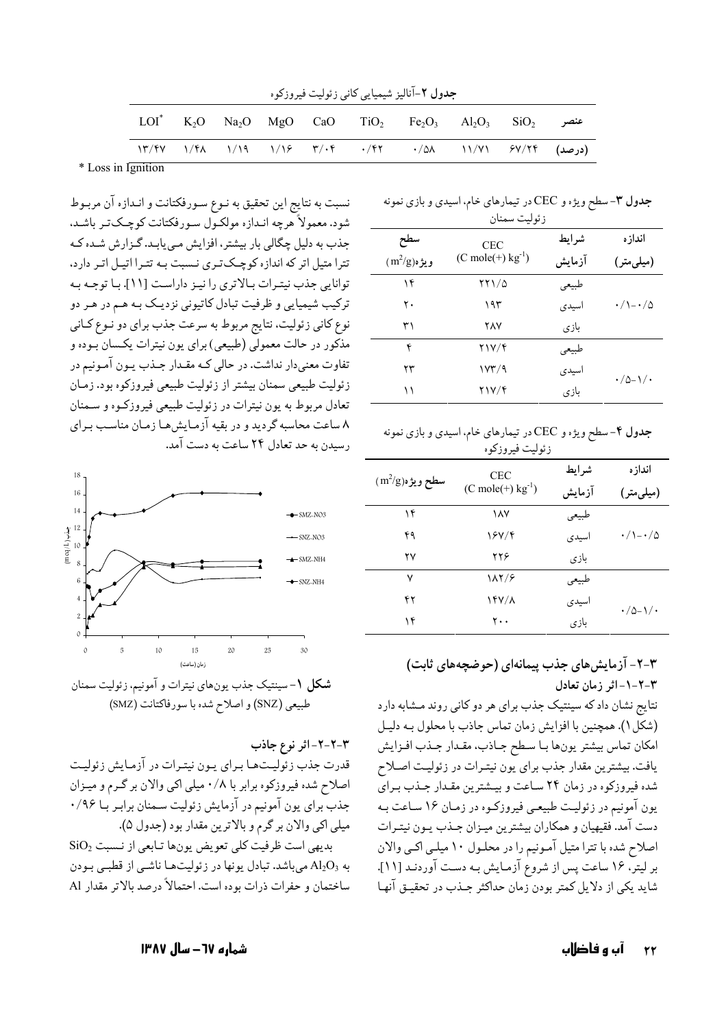**جدول ۲**-آنالیز شیمیایی کانی زئولیت فیروزکوه

| عنصر | $SiO_2$ | $Al_2O_3$ | $Fe_2O_3$ | $TiO_2$ | CaO | MgO | $Na_2O$ | $K_2O$ | LOI* |
|---|---|---|---|---|---|---|---|---|---|
| (درصد) | ۶۷/۲۴ | ۱۱/۷۱ | ۰/۵۸ | ۰/۴۲ | ۳/۰۴ | ۱/۱۶ | ۱/۱۹ | ۱/۴۸ | ۱۳/۴۷ |

\* Loss in Ignition

**جدول ۳**- سطح ویژه و CEC در تیمارهای خام، اسیدی و بازی نمونه زئولیت سمنان

| اندازه (میلی‌متر) | شرایط آزمایش | CEC $(C\ mole(+)\ kg^{-1})$ | سطح ویژه $(m^2/g)$ |
|---|---|---|---|
| ۰/۱-۰/۵ | طبیعی | ۲۲۱/۵ | ۱۴ |
| | اسیدی | ۱۹۳ | ۲۰ |
| | بازی | ۲۸۷ | ۳۱ |
| ۰/۵-۱/۰ | طبیعی | ۲۱۷/۴ | ۴ |
| | اسیدی | ۱۷۳/۹ | ۲۳ |
| | بازی | ۲۱۷/۴ | ۱۱ |

**جدول ۴**- سطح ویژه و CEC در تیمارهای خام، اسیدی و بازی نمونه زئولیت فیروزکوه

| اندازه (میلی‌متر) | شرایط آزمایش | CEC $(C\ mole(+)\ kg^{-1})$ | سطح ویژه $(m^2/g)$ |
|---|---|---|---|
| ۰/۱-۰/۵ | طبیعی | ۱۸۷ | ۱۴ |
| | اسیدی | ۱۶۷/۴ | ۴۹ |
| | بازی | ۲۲۶ | ۲۷ |
| ۰/۵-۱/۰ | طبیعی | ۱۸۲/۶ | ۷ |
| | اسیدی | ۱۴۷/۸ | ۴۲ |
| | بازی | ۲۰۰ | ۱۴ |

### ۳-۲- آزمایش‌های جذب پیمانه‌ای (حوضچه‌های ثابت)

#### ۳-۲-۱- اثر زمان تعادل

نتایج نشان داد که سینتیک جذب برای هر دو کانی روند مشابه دارد (شکل ۱). همچنین با افزایش زمان تماس جاذب با محلول به دلیل امکان تماس بیشتر یون‌ها با سطح جاذب، مقدار جذب افزایش یافت. بیشترین مقدار جذب برای یون نیترات در زئولیت اصلاح شده فیروزکوه در زمان ۲۴ ساعت و بیشترین مقدار جذب برای یون آمونیم در زئولیت طبیعی فیروزکوه در زمان ۱۶ ساعت به دست آمد. فقیهیان و همکاران بیشترین میزان جذب یون نیترات اصلاح شده با تترا متیل آمونیم را در محلول ۱۰ میلی اکی والان بر لیتر، ۱۶ ساعت پس از شروع آزمایش به دست آوردند [۱۱]. شاید یکی از دلایل کمتر بودن زمان حداکثر جذب در تحقیق آنها نسبت به نتایج این تحقیق به نوع سورفکتانت و اندازه آن مربوط شود. معمولاً هرچه اندازه مولکول سورفکتانت کوچک‌تر باشد، جذب به دلیل چگالی بار بیشتر، افزایش می‌یابد. گزارش شده که تترا متیل اتر که اندازه کوچک‌تری نسبت به تترا اتیل اتر دارد، توانایی جذب نیترات بالاتری را نیز داراست [۱۱]. با توجه به ترکیب شیمیایی و ظرفیت تبادل کاتیونی نزدیک به هم در هر دو نوع کانی زئولیت، نتایج مربوط به سرعت جذب برای دو نوع کانی مذکور در حالت معمولی (طبیعی) برای یون نیترات یکسان بوده و تفاوت معنی‌دار نداشت. در حالی که مقدار جذب یون آمونیم در زئولیت طبیعی سمنان بیشتر از زئولیت طبیعی فیروزکوه بود. زمان تعادل مربوط به یون نیترات در زئولیت طبیعی فیروزکوه و سمنان ۸ ساعت محاسبه گردید و در بقیه آزمایش‌ها زمان مناسب برای رسیدن به حد تعادل ۲۴ ساعت به دست آمد.

**شکل ۱**- سینتیک جذب یون‌های نیترات و آمونیم، زئولیت سمنان طبیعی (SNZ) و اصلاح شده با سورفاکتانت (SMZ)

#### ۳-۲-۲- اثر نوع جاذب

قدرت جذب زئولیت‌ها برای یون نیترات در آزمایش زئولیت اصلاح شده فیروزکوه برابر با ۰/۸ میلی اکی والان بر گرم و میزان جذب برای یون آمونیم در آزمایش زئولیت سمنان برابر با ۰/۹۶ میلی اکی والان بر گرم و بالاترین مقدار بود (جدول ۵).

بدیهی است ظرفیت کلی تعویض یون‌ها تابعی از نسبت $SiO_2$ به $Al_2O_3$ می‌باشد. تبادل یون‌ها در زئولیت‌ها ناشی از قطبی بودن ساختمان و حفرات ذرات بوده است. احتمالاً درصد بالاتر مقدار Al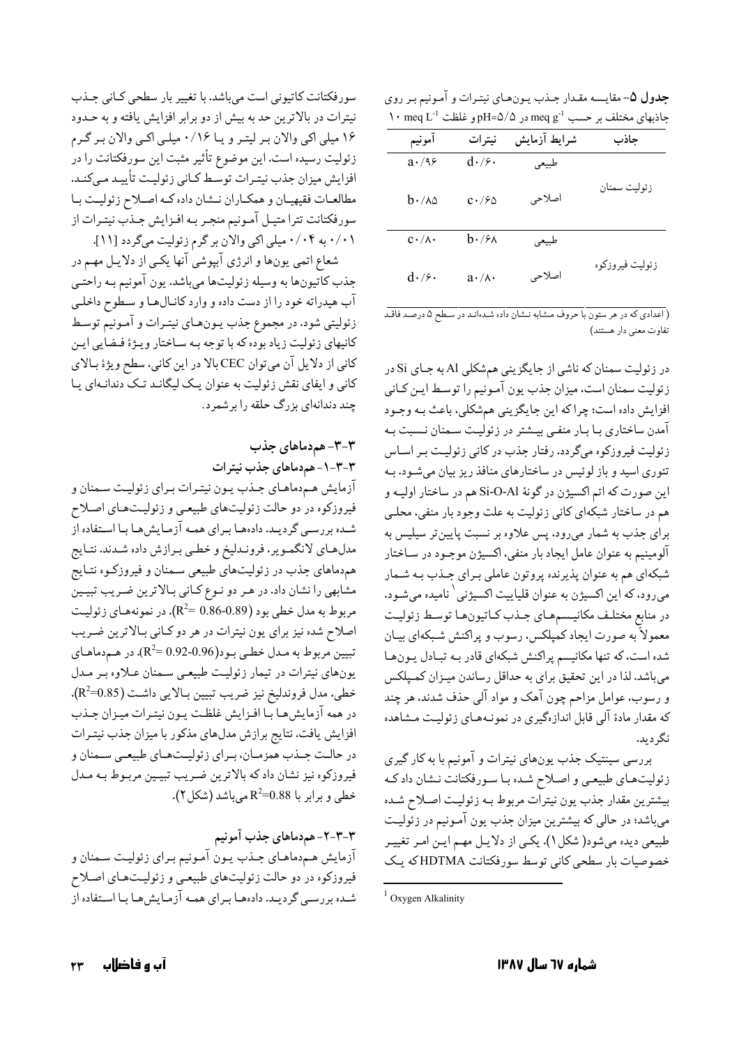**جدول ۵-** مقایسه مقدار جذب یون‌های نیترات و آمونیم بر روی جاذبهای مختلف بر حسب $meq\ g^{-1}$ در pH=۵/۵ و غلظت $10\ meq\ L^{-1}$

| جاذب | شرایط آزمایش | نیترات | آمونیم |
|---|---|---|---|
| زئولیت سمنان | طبیعی | d۰/۶۰ | a۰/۹۶ |
| | اصلاحی | c۰/۶۵ | b۰/۸۵ |
| زئولیت فیروزکوه | طبیعی | b۰/۶۸ | c۰/۸۰ |
| | اصلاحی | a۰/۸۰ | d۰/۶۰ |

(اعدادی که در هر ستون با حروف مشابه نشان داده شده‌اند در سطح ۵ درصد فاقد تفاوت معنی دار هستند)

در زئولیت سمنان که ناشی از جایگزینی هم‌شکلی Al به جای Si در زئولیت سمنان است، میزان جذب یون آمونیم را توسط این کانی افزایش داده است؛ چرا که این جایگزینی هم‌شکلی، باعث به وجود آمدن ساختاری با بار منفی بیشتر در زئولیت سمنان نسبت به زئولیت فیروزکوه می‌گردد. رفتار جذب در کانی زئولیت بر اساس تئوری اسید و باز لوئیس در ساختارهای منافذ ریز بیان می‌شود. به این صورت که اتم اکسیژن در گونهٔ Si-O-Al هم در ساختار اولیه و هم در ساختار شبکه‌ای کانی زئولیت به علت وجود بار منفی، محلی برای جذب به شمار می‌رود، پس علاوه بر نسبت پایین‌تر سیلیس به آلومینیم به عنوان عامل ایجاد بار منفی، اکسیژن موجود در ساختار شبکه‌ای هم به عنوان پذیرنده پروتون عاملی برای جذب به شمار می‌رود، که این اکسیژن به عنوان قلیاییت اکسیژنی[1] نامیده می‌شود. در منابع مختلف مکانیسم‌های جذب کاتیون‌ها توسط زئولیت معمولاً به صورت ایجاد کمپلکس، رسوب و پراکنش شبکه‌ای بیان شده است، که تنها مکانیسم پراکنش شبکه‌ای قادر به تبادل یون‌ها می‌باشد. لذا در این تحقیق برای به حداقل رساندن میزان کمپلکس و رسوب، عوامل مزاحم چون آهک و مواد آلی حذف شدند، هر چند که مقدار مادهٔ آلی قابل اندازه‌گیری در نمونه‌های زئولیت مشاهده نگردید.

بررسی سینتیک جذب یون‌های نیترات و آمونیم با به کار گیری زئولیت‌های طبیعی و اصلاح شده با سورفکتانت نشان داد که بیشترین مقدار جذب یون نیترات مربوط به زئولیت اصلاح شده می‌باشد؛ در حالی که بیشترین میزان جذب یون آمونیم در زئولیت طبیعی دیده می‌شود (شکل ۱). یکی از دلایل مهم این امر تغییر خصوصیات بار سطحی کانی توسط سورفکتانت HDTMA که یک سورفکتانت کاتیونی است می‌باشد. با تغییر بار سطحی کانی جذب نیترات در بالاترین حد به بیش از دو برابر افزایش یافته و به حدود ۱۶ میلی اکی والان بر لیتر و یا ۰/۱۶ میلی اکی والان بر گرم زئولیت رسیده است. این موضوع تأثیر مثبت این سورفکتانت را در افزایش میزان جذب نیترات توسط کانی زئولیت تأیید می‌کند. مطالعات فقیهیان و همکاران نشان داده که اصلاح زئولیت با سورفکتانت ترا متیل آمونیم منجر به افزایش جذب نیترات از ۰/۰۱ به ۰/۰۴ میلی اکی والان بر گرم زئولیت می‌گردد [11].

شعاع اتمی یون‌ها و انرژی آبپوشی آنها یکی از دلایل مهم در جذب کاتیون‌ها به وسیله زئولیت‌ها می‌باشد. یون آمونیم به راحتی آب هیدراته خود را از دست داده و وارد کانال‌ها و سطوح داخلی زئولیتی شود. در مجموع جذب یون‌های نیترات و آمونیم توسط کانیهای زئولیت زیاد بوده که با توجه به ساختار ویژهٔ فضایی این کانی از دلایل آن می‌توان CEC بالا در این کانی، سطح ویژهٔ بالای کانی و ایفای نقش زئولیت به عنوان یک لیگاند تک دندانه‌ای یا چند دندانه‌ای بزرگ حلقه را برشمرد.

### ۳-۳- هم‌دماهای جذب

#### ۳-۳-۱- هم‌دماهای جذب نیترات

آزمایش هم‌دماهای جذب یون نیترات برای زئولیت سمنان و فیروزکوه در دو حالت زئولیت‌های طبیعی و زئولیت‌های اصلاح شده بررسی گردید. داده‌ها برای همه آزمایش‌ها با استفاده از مدل‌های لانگمویر، فروندلیخ و خطی برازش داده شدند. نتایج هم‌دماهای جذب در زئولیت‌های طبیعی سمنان و فیروزکوه نتایج مشابهی را نشان داد. در هر دو نوع کانی بالاترین ضریب تبیین مربوط به مدل خطی بود ($R^2$= 0.86-0.89). در نمونه‌های زئولیت اصلاح شده نیز برای یون نیترات در هر دو کانی بالاترین ضریب تبیین مربوط به مدل خطی بود($R^2$= 0.92-0.96). در هم‌دماهای یون‌های نیترات در تیمار زئولیت طبیعی سمنان علاوه بر مدل خطی، مدل فروندلیخ نیز ضریب تبیین بالایی داشت ($R^2$=0.85). در همه آزمایش‌ها با افزایش غلظت یون نیترات میزان جذب افزایش یافت. نتایج برازش مدل‌های مذکور با میزان جذب نیترات در حالت جذب همزمان، برای زئولیت‌های طبیعی سمنان و فیروزکوه نیز نشان داد که بالاترین ضریب تبیین مربوط به مدل خطی و برابر با $R^2$=0.88 می‌باشد (شکل ۲).

#### ۳-۳-۲- هم‌دماهای جذب آمونیم

آزمایش هم‌دماهای جذب یون آمونیم برای زئولیت سمنان و فیروزکوه در دو حالت زئولیت‌های طبیعی و زئولیت‌های اصلاح شده بررسی گردید. داده‌ها برای همه آزمایش‌ها با استفاده از

---

[1] Oxygen Alkalinity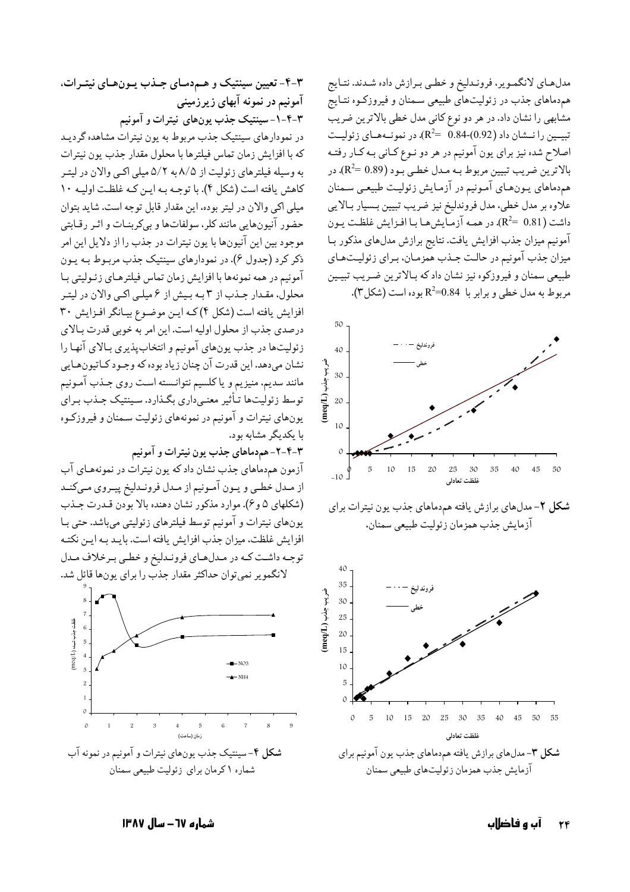مدل‌های لانگمویر، فروندلیخ و خطی برازش داده شدند. نتایج هم‌دماهای جذب در زئولیت‌های طبیعی سمنان و فیروزکوه نتایج مشابهی را نشان داد. در هر دو نوع کانی مدل خطی بالاترین ضریب تبیین را نشان داد ($R^2= 0.84$-(0.92)). در نمونه‌های زئولیت اصلاح شده نیز برای یون آمونیم در هر دو نوع کانی به کار رفته بالاترین ضریب تبیین مربوط به مدل خطی بود ($R^2= 0.89$). در هم‌دماهای یون‌های آمونیم در آزمایش زئولیت طبیعی سمنان علاوه بر مدل خطی، مدل فروندلیخ نیز ضریب تبیین بسیار بالایی داشت ($R^2= 0.81$). در همه آزمایش‌ها با افزایش غلظت یون آمونیم میزان جذب افزایش یافت. نتایج برازش مدل‌های مذکور با میزان جذب آمونیم در حالت جذب همزمان، برای زئولیت‌های طبیعی سمنان و فیروزکوه نیز نشان داد که بالاترین ضریب تبیین مربوط به مدل خطی و برابر با $R^2=0.84$ بوده است (شکل ۳).

**شکل ۲**- مدل‌های برازش یافته هم‌دماهای جذب یون نیترات برای آزمایش جذب همزمان زئولیت طبیعی سمنان.

**شکل ۳**- مدل‌های برازش یافته هم‌دماهای جذب یون آمونیم برای آزمایش جذب همزمان زئولیت‌های طبیعی سمنان

## ۳-۴- تعیین سینتیک و هم‌دمای جذب یون‌های نیترات، آمونیم در نمونه آبهای زیرزمینی

### ۳-۴-۱- سینتیک جذب یون‌های نیترات و آمونیم

در نمودارهای سینتیک جذب مربوط به یون نیترات مشاهده گردید که با افزایش زمان تماس فیلترها با محلول مقدار جذب یون نیترات به وسیله فیلترهای زئولیت از ۸/۵ به ۵/۲ میلی اکی والان در لیتر کاهش یافته است (شکل ۴). با توجه به این که غلظت اولیه ۱۰ میلی اکی والان در لیتر بوده، این مقدار قابل توجه است. شاید بتوان حضور آنیون‌هایی مانند کلر، سولفات‌ها و بی‌کربنات‌ها و اثر رقابتی موجود بین این آنیون‌ها با یون نیترات در جذب را از دلایل این امر ذکر کرد (جدول ۶). در نمودارهای سینتیک جذب مربوط به یون آمونیم در همه نمونه‌ها با افزایش زمان تماس فیلترهای زئولیتی با محلول، مقدار جذب از ۳ به بیش از ۶ میلی اکی والان در لیتر افزایش یافته است (شکل ۴) که این موضوع بیانگر افزایش ۳۰ درصدی جذب از محلول اولیه است. این امر به خوبی قدرت بالای زئولیت‌ها در جذب یون‌های آمونیم و انتخاب‌پذیری بالای آنها را نشان می‌دهد. این قدرت آن چنان زیاد بوده که وجود کاتیون‌هایی مانند سدیم، منیزیم و یا کلسیم نتوانسته است روی جذب آمونیم توسط زئولیت‌ها تأثیر معنی‌داری بگذارد. سینتیک جذب برای یون‌های نیترات و آمونیم در نمونه‌های زئولیت سمنان و فیروزکوه با یکدیگر مشابه بود.

### ۳-۴-۲- هم‌دماهای جذب یون نیترات و آمونیم

آزمون هم‌دماهای جذب نشان داد که یون نیترات در نمونه‌های آب از مدل خطی و یون آمونیم از مدل فروندلیخ پیروی می‌کند (شکلهای ۵ و ۶). موارد مذکور نشان دهنده بالا بودن قدرت جذب یون‌های نیترات و آمونیم توسط فیلترهای زئولیتی می‌باشد. حتی با افزایش غلظت، میزان جذب افزایش یافته است. باید به این نکته توجه داشت که در مدل‌های فروندلیخ و خطی برخلاف مدل لانگمویر نمی‌توان حداکثر مقدار جذب را برای یون‌ها قائل شد.

**شکل ۴**- سینتیک جذب یون‌های نیترات و آمونیم در نمونه آب شماره ۱ کرمان برای زئولیت طبیعی سمنان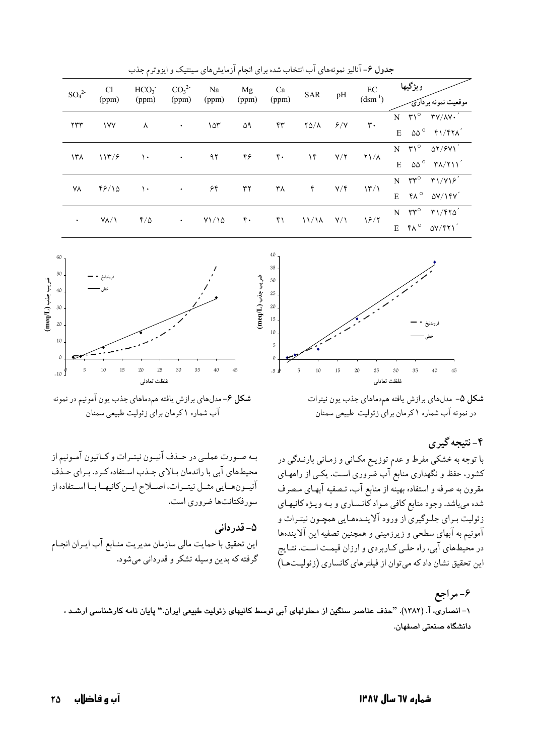**جدول ۶**- آنالیز نمونه‌های آب انتخاب شده برای انجام آزمایش‌های سینتیک و ایزوترم جذب

| موقعیت نمونه برداری / ویژگیها | EC $(dsm^{-1})$ | pH | SAR | Ca (ppm) | Mg (ppm) | Na (ppm) | $CO_3^{2-}$ (ppm) | $HCO_3^-$ (ppm) | Cl (ppm) | $SO_4^{2-}$ |
|---|---|---|---|---|---|---|---|---|---|---|
| N ۳۱° ۳۷/۸۷۰´ E ۵۵° ۴۱/۴۲۸´ | ۳۰ | ۶/۷ | ۲۵/۸ | ۴۳ | ۵۹ | ۱۵۳ | ۰ | ۸ | ۱۷۷ | ۲۳۳ |
| N ۳۱° ۵۲/۶۷۱´ E ۵۵° ۳۸/۲۱۱´ | ۲۱/۸ | ۷/۲ | ۱۴ | ۴۰ | ۴۶ | ۹۲ | ۰ | ۱۰ | ۱۱۳/۶ | ۱۳۸ |
| N ۳۳° ۳۱/۷۱۶´ E ۴۸° ۵۷/۱۴۷´ | ۱۳/۱ | ۷/۴ | ۴ | ۳۸ | ۳۲ | ۶۴ | ۰ | ۱۰ | ۴۶/۱۵ | ۷۸ |
| N ۳۳° ۳۱/۴۲۵´ E ۴۸° ۵۷/۴۲۱´ | ۱۶/۲ | ۷/۱ | ۱۱/۱۸ | ۴۱ | ۴۰ | ۷۱/۱۵ | ۰ | ۴/۵ | ۷۸/۱ | ۰ |

**شکل ۵**- مدل‌های برازش یافته هم‌دماهای جذب یون نیترات در نمونه آب شماره ۱ کرمان برای زئولیت طبیعی سمنان

**شکل ۶**- مدل‌های برازش یافته هم‌دماهای جذب یون آمونیم در نمونه آب شماره ۱ کرمان برای زئولیت طبیعی سمنان

## ۴- نتیجه گیری

با توجه به خشکی مفرط و عدم توزیع مکانی و زمانی بارندگی در کشور، حفظ و نگهداری منابع آب ضروری است. یکی از راههای مقرون به صرفه و استفاده بهینه از منابع آب، تصفیه آبهای مصرف شده می‌باشد. وجود منابع کافی مواد کانساری و به ویژه کانیهای زئولیت برای جلوگیری از ورود آلاینده‌هایی همچون نیترات و آمونیم به آبهای سطحی و زیرزمینی و همچنین تصفیه این آلاینده‌ها در محیط‌های آبی، راه حلی کاربردی و ارزان قیمت است. نتایج این تحقیق نشان داد که می‌توان از فیلترهای کانساری (زئولیت‌ها) به صورت عملی در حذف آنیون نیترات و کاتیون آمونیم از محیط‌های آبی با راندمان بالای جذب استفاده کرد. برای حذف آنیون‌هایی مثل نیترات، اصلاح این کانیها با استفاده از سورفکتانت‌ها ضروری است.

## ۵- قدردانی

این تحقیق با حمایت مالی سازمان مدیریت منابع آب ایران انجام گرفته که بدین وسیله تشکر و قدردانی می‌شود.

## ۶- مراجع

**۱- انصاری، آ. (۱۳۸۲). "حذف عناصر سنگین از محلولهای آبی توسط کانیهای زئولیت طبیعی ایران." پایان نامه کارشناسی ارشد، دانشگاه صنعتی اصفهان.**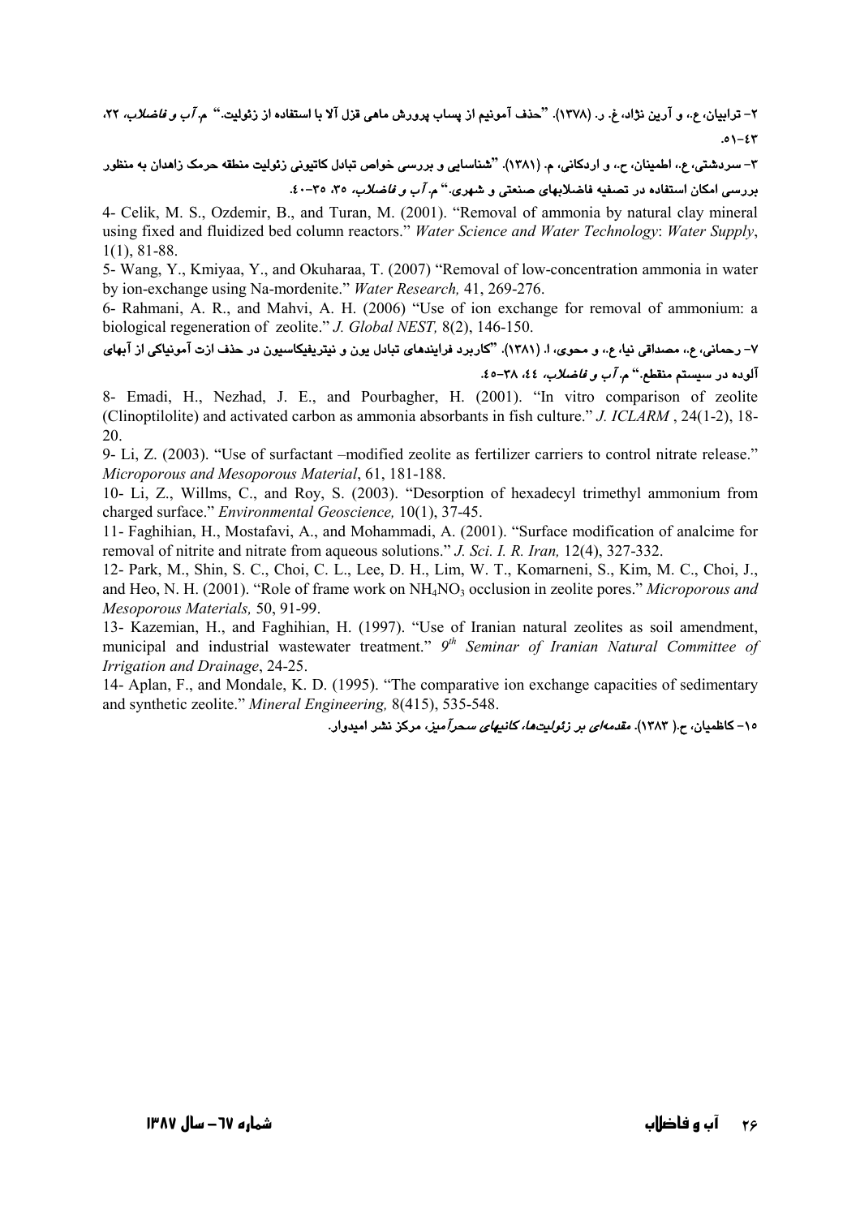۲- ترابیان، ع.، و آرین نژاد، غ. ر. (۱۳۷۸). "حذف آمونیم از پساب پرورش ماهی قزل آلا با استفاده از زئولیت." *م. آب و فاضلاب*، ۲۲، ۵۱-۴۳.

۳- سردشتی، ع.، اطمینان، ح.، و اردکانی، م. (۱۳۸۱). "شناسایی و بررسی خواص تبادل کاتیونی زئولیت منطقه حرمک زاهدان به منظور بررسی امکان استفاده در تصفیه فاضلابهای صنعتی و شهری." *م. آب و فاضلاب*، ۳۵، ۳۵-۴۰.

4- Celik, M. S., Ozdemir, B., and Turan, M. (2001). "Removal of ammonia by natural clay mineral using fixed and fluidized bed column reactors." *Water Science and Water Technology*: *Water Supply*, 1(1), 81-88.

5- Wang, Y., Kmiyaa, Y., and Okuharaa, T. (2007) "Removal of low-concentration ammonia in water by ion-exchange using Na-mordenite." *Water Research,* 41, 269-276.

6- Rahmani, A. R., and Mahvi, A. H. (2006) "Use of ion exchange for removal of ammonium: a biological regeneration of zeolite." *J. Global NEST,* 8(2), 146-150.

۷- رحمانی، ع.، مصداقی نیا، ع.، و محوی، ا. (۱۳۸۱). "کاربرد فرایندهای تبادل یون و نیتریفیکاسیون در حذف ازت آمونیاکی از آبهای آلوده در سیستم منقطع." *م. آب و فاضلاب*، ۴۴، ۳۸-۴۵.

8- Emadi, H., Nezhad, J. E., and Pourbagher, H. (2001). "In vitro comparison of zeolite (Clinoptilolite) and activated carbon as ammonia absorbants in fish culture." *J. ICLARM* , 24(1-2), 18-20.

9- Li, Z. (2003). "Use of surfactant –modified zeolite as fertilizer carriers to control nitrate release." *Microporous and Mesoporous Material*, 61, 181-188.

10- Li, Z., Willms, C., and Roy, S. (2003). "Desorption of hexadecyl trimethyl ammonium from charged surface." *Environmental Geoscience,* 10(1), 37-45.

11- Faghihian, H., Mostafavi, A., and Mohammadi, A. (2001). "Surface modification of analcime for removal of nitrite and nitrate from aqueous solutions." *J. Sci. I. R. Iran,* 12(4), 327-332.

12- Park, M., Shin, S. C., Choi, C. L., Lee, D. H., Lim, W. T., Komarneni, S., Kim, M. C., Choi, J., and Heo, N. H. (2001). "Role of frame work on $NH_4NO_3$ occlusion in zeolite pores." *Microporous and Mesoporous Materials,* 50, 91-99.

13- Kazemian, H., and Faghihian, H. (1997). "Use of Iranian natural zeolites as soil amendment, municipal and industrial wastewater treatment." *9th Seminar of Iranian Natural Committee of Irrigation and Drainage*, 24-25.

14- Aplan, F., and Mondale, K. D. (1995). "The comparative ion exchange capacities of sedimentary and synthetic zeolite." *Mineral Engineering,* 8(415), 535-548.

۱۵- کاظمیان، ح.( ۱۳۸۳). *مقدمه‌ای بر زئولیت‌ها، کانیهای سحرآمیز*، مرکز نشر امیدوار.